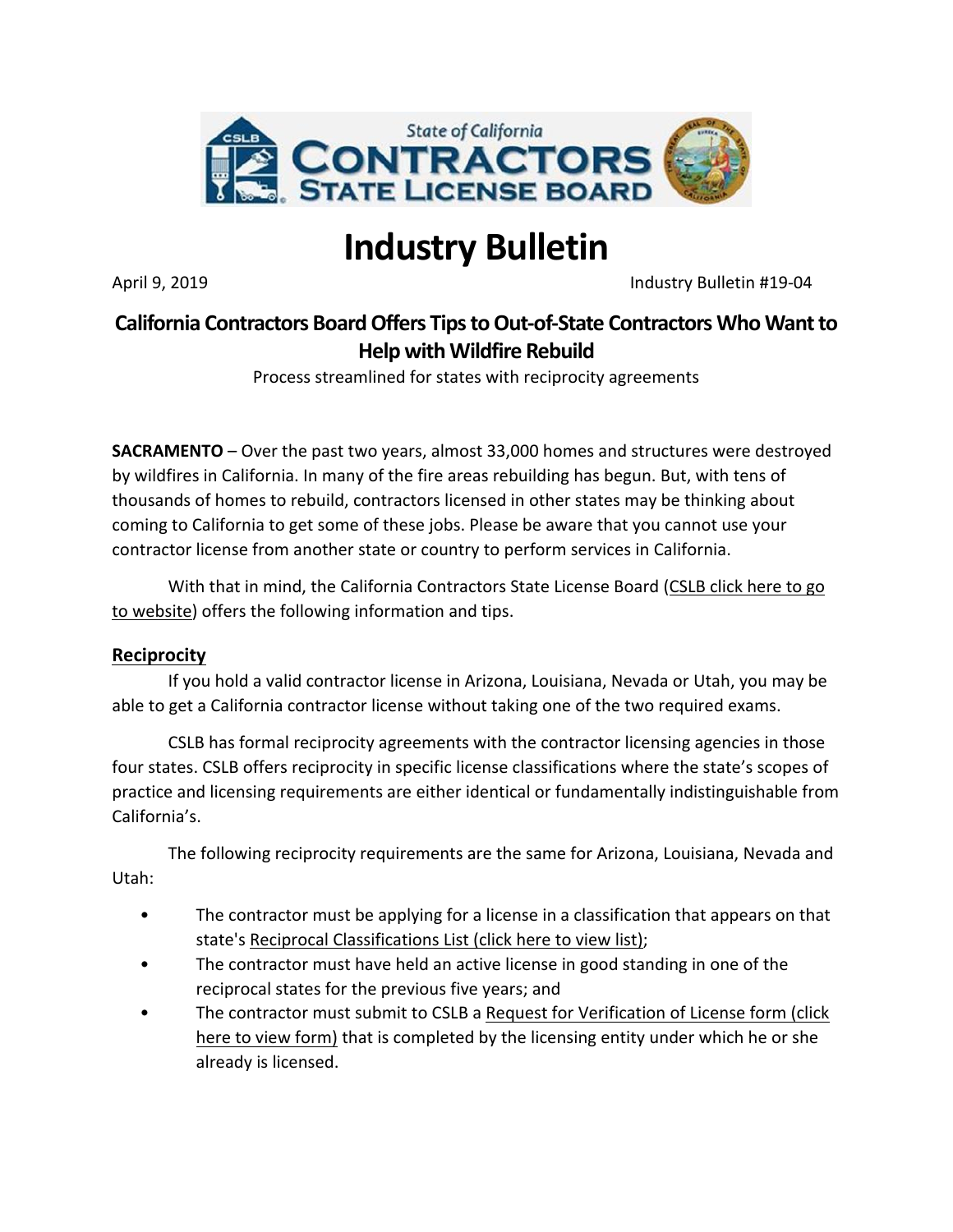# Industry Bulletin

April 9, 2019 Industry Bulletin #19-04

## California Contractors Board Offers Tips to Out-of-State Contractors Who Want to Help with Wildfire Rebuild

Process streamlined for states with reciprocity agreements

**SACRAMENTO** – Over the past two years, almost 33,000 homes and structures were destroyed by wildfires in California. In many of the fire areas rebuilding has begun. But, with tens of thousands of homes to rebuild, contractors licensed in other states may be thinking about coming to California to get some of these jobs. Please be aware that you cannot use your contractor license from another state or country to perform services in California.

With that in mind, the California Contractors State License Board (CSLB click here to go to website) offers the following information and tips.

### Reciprocity

If you hold a valid contractor license in Arizona, Louisiana, Nevada or Utah, you may be able to get a California contractor license without taking one of the two required exams.

CSLB has formal reciprocity agreements with the contractor licensing agencies in those four states. CSLB offers reciprocity in specific license classifications where the state's scopes of practice and licensing requirements are either identical or fundamentally indistinguishable from California's.

The following reciprocity requirements are the same for Arizona, Louisiana, Nevada and Utah:

- The contractor must be applying for a license in a classification that appears on that state's Reciprocal Classifications List (click here to view list);
- The contractor must have held an active license in good standing in one of the reciprocal states for the previous five years; and
- The contractor must submit to CSLB a Request for Verification of License form (click here to view form) that is completed by the licensing entity under which he or she already is licensed.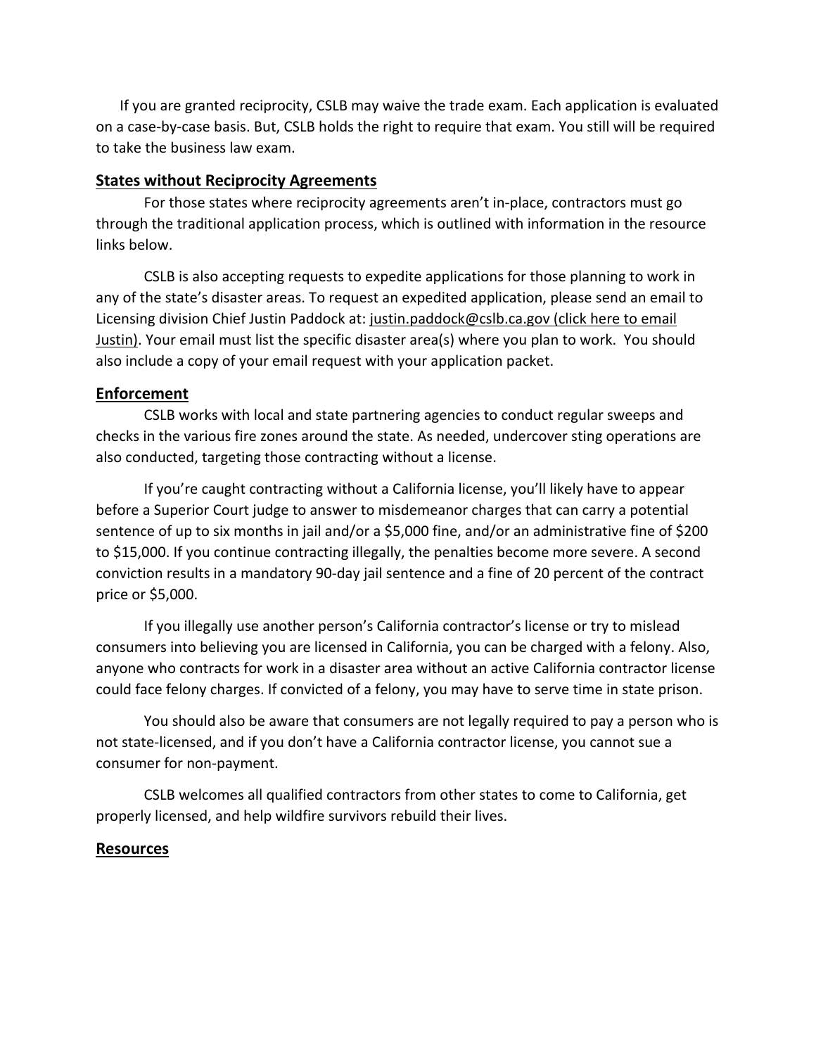If you are granted reciprocity, CSLB may waive the trade exam. Each application is evaluated on a case-by-case basis. But, CSLB holds the right to require that exam. You still will be required to take the business law exam.

## States without Reciprocity Agreements

For those states where reciprocity agreements aren't in-place, contractors must go through the traditional application process, which is outlined with information in the resource links below.

CSLB is also accepting requests to expedite applications for those planning to work in any of the state's disaster areas. To request an expedited application, please send an email to Licensing division Chief Justin Paddock at: justin.paddock@cslb.ca.gov (click here to email Justin). Your email must list the specific disaster area(s) where you plan to work. You should also include a copy of your email request with your application packet.

## Enforcement

CSLB works with local and state partnering agencies to conduct regular sweeps and checks in the various fire zones around the state. As needed, undercover sting operations are also conducted, targeting those contracting without a license.

If you're caught contracting without a California license, you'll likely have to appear before a Superior Court judge to answer to misdemeanor charges that can carry a potential sentence of up to six months in jail and/or a $5,000 fine, and/or an administrative fine of $200 to $15,000. If you continue contracting illegally, the penalties become more severe. A second conviction results in a mandatory 90-day jail sentence and a fine of 20 percent of the contract price or $5,000.

If you illegally use another person's California contractor's license or try to mislead consumers into believing you are licensed in California, you can be charged with a felony. Also, anyone who contracts for work in a disaster area without an active California contractor license could face felony charges. If convicted of a felony, you may have to serve time in state prison.

You should also be aware that consumers are not legally required to pay a person who is not state-licensed, and if you don't have a California contractor license, you cannot sue a consumer for non-payment.

CSLB welcomes all qualified contractors from other states to come to California, get properly licensed, and help wildfire survivors rebuild their lives.

## Resources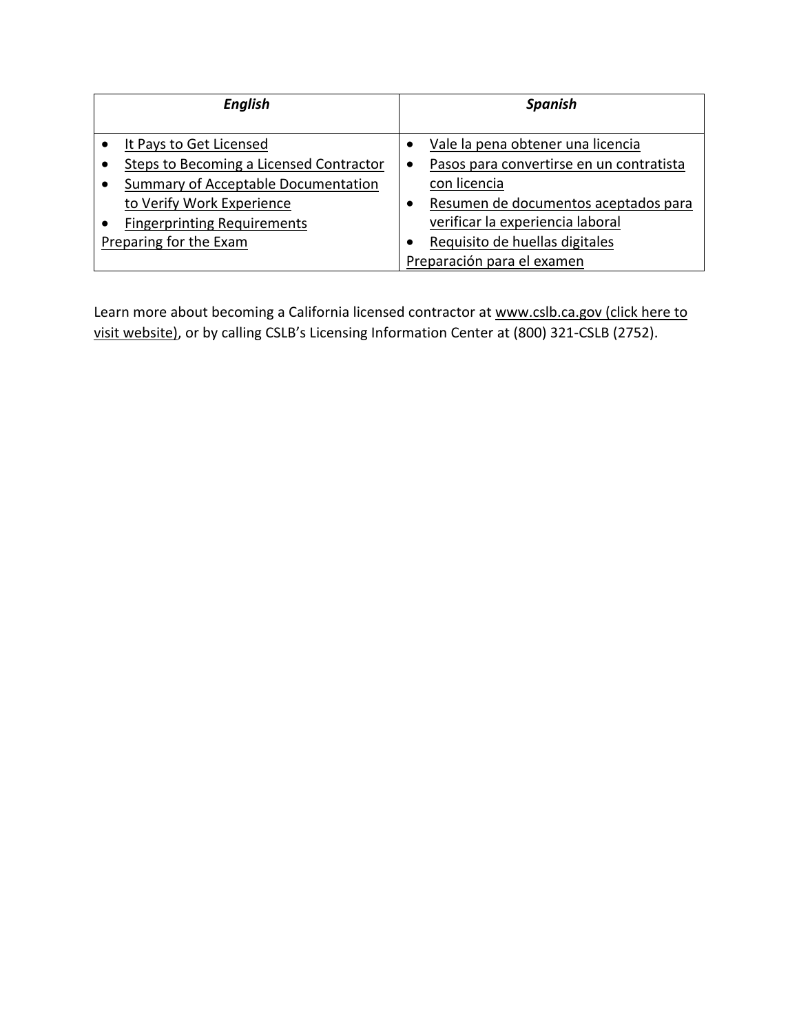| *English* | *Spanish* |
|---|---|
| • It Pays to Get Licensed<br>• Steps to Becoming a Licensed Contractor<br>• Summary of Acceptable Documentation to Verify Work Experience<br>• Fingerprinting Requirements<br>Preparing for the Exam | • Vale la pena obtener una licencia<br>• Pasos para convertirse en un contratista con licencia<br>• Resumen de documentos aceptados para verificar la experiencia laboral<br>• Requisito de huellas digitales<br>Preparación para el examen |

Learn more about becoming a California licensed contractor at www.cslb.ca.gov (click here to visit website), or by calling CSLB's Licensing Information Center at (800) 321-CSLB (2752).